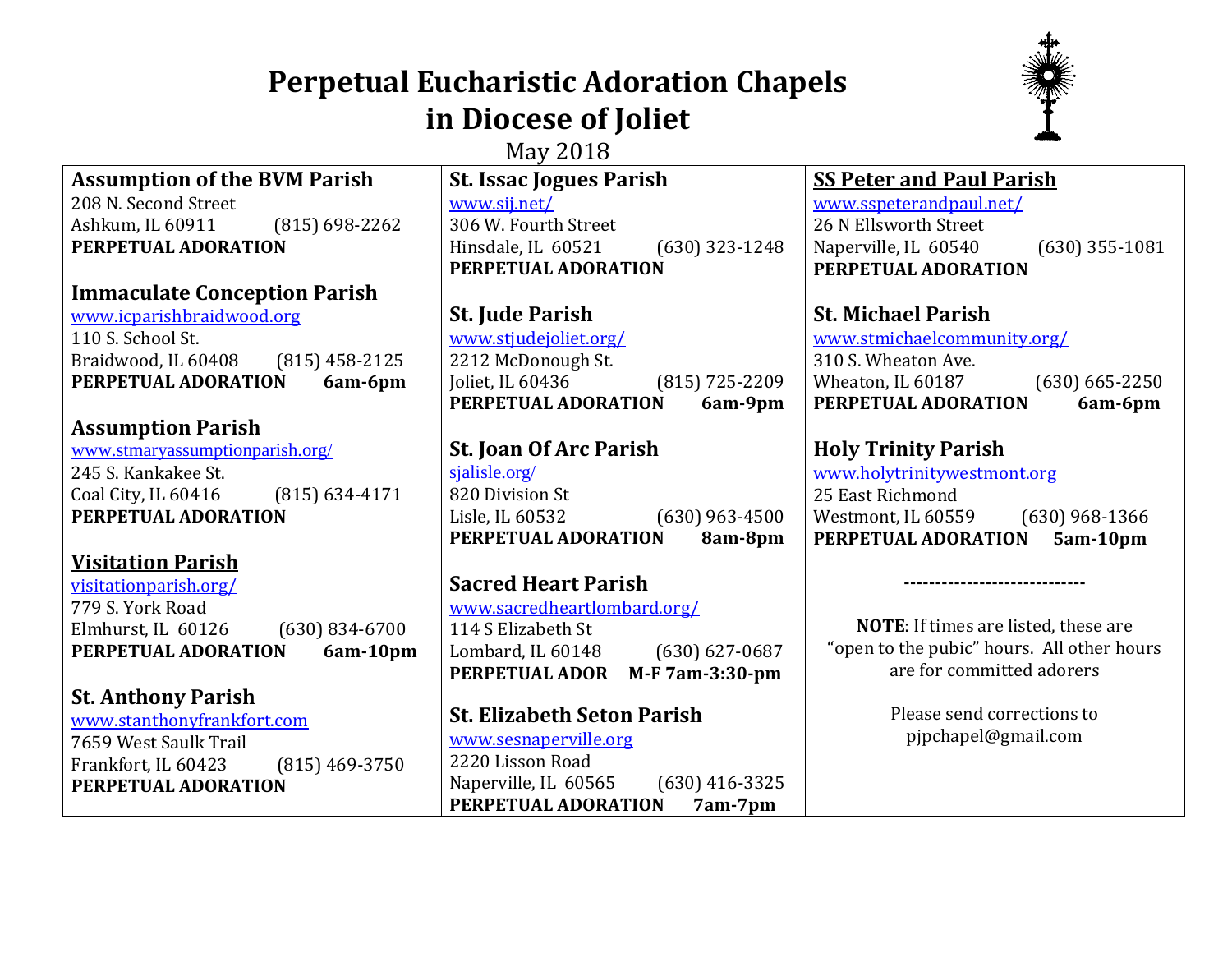# Perpetual Eucharistic Adoration Chapels in Diocese of Joliet

May 2018

**Assumption of the BVM Parish**
208 N. Second Street
Ashkum, IL 60911 (815) 698-2262
**PERPETUAL ADORATION**

**Immaculate Conception Parish**
www.icparishbraidwood.org
110 S. School St.
Braidwood, IL 60408 (815) 458-2125
**PERPETUAL ADORATION 6am-6pm**

**Assumption Parish**
www.stmaryassumptionparish.org/
245 S. Kankakee St.
Coal City, IL 60416 (815) 634-4171
**PERPETUAL ADORATION**

**Visitation Parish**
visitationparish.org/
779 S. York Road
Elmhurst, IL 60126 (630) 834-6700
**PERPETUAL ADORATION 6am-10pm**

**St. Anthony Parish**
www.stanthonyfrankfort.com
7659 West Saulk Trail
Frankfort, IL 60423 (815) 469-3750
**PERPETUAL ADORATION**

**St. Issac Jogues Parish**
www.sij.net/
306 W. Fourth Street
Hinsdale, IL 60521 (630) 323-1248
**PERPETUAL ADORATION**

**St. Jude Parish**
www.stjudejoliet.org/
2212 McDonough St.
Joliet, IL 60436 (815) 725-2209
**PERPETUAL ADORATION 6am-9pm**

**St. Joan Of Arc Parish**
sjalisle.org/
820 Division St
Lisle, IL 60532 (630) 963-4500
**PERPETUAL ADORATION 8am-8pm**

**Sacred Heart Parish**
www.sacredheartlombard.org/
114 S Elizabeth St
Lombard, IL 60148 (630) 627-0687
**PERPETUAL ADOR M-F 7am-3:30-pm**

**St. Elizabeth Seton Parish**
www.sesnaperville.org
2220 Lisson Road
Naperville, IL 60565 (630) 416-3325
**PERPETUAL ADORATION 7am-7pm**

**SS Peter and Paul Parish**
www.sspeterandpaul.net/
26 N Ellsworth Street
Naperville, IL 60540 (630) 355-1081
**PERPETUAL ADORATION**

**St. Michael Parish**
www.stmichaelcommunity.org/
310 S. Wheaton Ave.
Wheaton, IL 60187 (630) 665-2250
**PERPETUAL ADORATION 6am-6pm**

**Holy Trinity Parish**
www.holytrinitywestmont.org
25 East Richmond
Westmont, IL 60559 (630) 968-1366
**PERPETUAL ADORATION 5am-10pm**

-----------------------------

**NOTE**: If times are listed, these are "open to the pubic" hours. All other hours are for committed adorers

Please send corrections to pjpchapel@gmail.com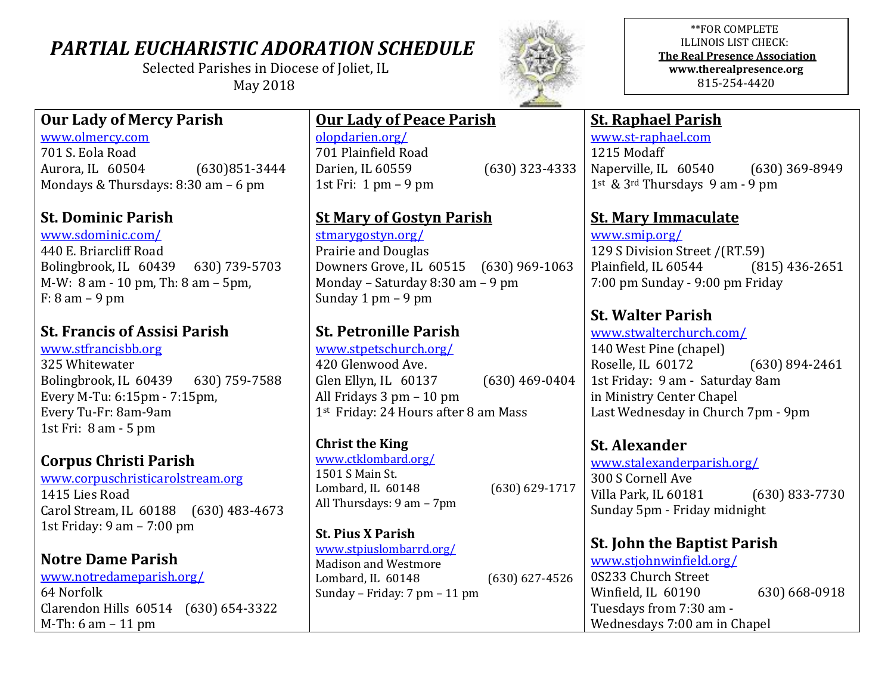# *PARTIAL EUCHARISTIC ADORATION SCHEDULE*

Selected Parishes in Diocese of Joliet, IL
May 2018

\*\*FOR COMPLETE ILLINOIS LIST CHECK:
**The Real Presence Association**
**www.therealpresence.org**
815-254-4420

### Our Lady of Mercy Parish

www.olmercy.com
701 S. Eola Road
Aurora, IL 60504 (630)851-3444
Mondays & Thursdays: 8:30 am – 6 pm

### St. Dominic Parish

www.sdominic.com/
440 E. Briarcliff Road
Bolingbrook, IL 60439 630) 739-5703
M-W: 8 am - 10 pm, Th: 8 am – 5pm,
F: 8 am – 9 pm

### St. Francis of Assisi Parish

www.stfrancisbb.org
325 Whitewater
Bolingbrook, IL 60439 630) 759-7588
Every M-Tu: 6:15pm - 7:15pm,
Every Tu-Fr: 8am-9am
1st Fri: 8 am - 5 pm

### Corpus Christi Parish

www.corpuschristicarolstream.org
1415 Lies Road
Carol Stream, IL 60188 (630) 483-4673
1st Friday: 9 am – 7:00 pm

### Notre Dame Parish

www.notredameparish.org/
64 Norfolk
Clarendon Hills 60514 (630) 654-3322
M-Th: 6 am – 11 pm

### Our Lady of Peace Parish

olopdarien.org/
701 Plainfield Road
Darien, IL 60559 (630) 323-4333
1st Fri: 1 pm – 9 pm

### St Mary of Gostyn Parish

stmarygostyn.org/
Prairie and Douglas
Downers Grove, IL 60515 (630) 969-1063
Monday – Saturday 8:30 am – 9 pm
Sunday 1 pm – 9 pm

### St. Petronille Parish

www.stpetschurch.org/
420 Glenwood Ave.
Glen Ellyn, IL 60137 (630) 469-0404
All Fridays 3 pm – 10 pm
1st Friday: 24 Hours after 8 am Mass

### Christ the King

www.ctklombard.org/
1501 S Main St.
Lombard, IL 60148 (630) 629-1717
All Thursdays: 9 am – 7pm

### St. Pius X Parish

www.stpiuslombarrd.org/
Madison and Westmore
Lombard, IL 60148 (630) 627-4526
Sunday – Friday: 7 pm – 11 pm

### St. Raphael Parish

www.st-raphael.com
1215 Modaff
Naperville, IL 60540 (630) 369-8949
1st & 3rd Thursdays 9 am - 9 pm

### St. Mary Immaculate

www.smip.org/
129 S Division Street /(RT.59)
Plainfield, IL 60544 (815) 436-2651
7:00 pm Sunday - 9:00 pm Friday

### St. Walter Parish

www.stwalterchurch.com/
140 West Pine (chapel)
Roselle, IL 60172 (630) 894-2461
1st Friday: 9 am - Saturday 8am
in Ministry Center Chapel
Last Wednesday in Church 7pm - 9pm

### St. Alexander

www.stalexanderparish.org/
300 S Cornell Ave
Villa Park, IL 60181 (630) 833-7730
Sunday 5pm - Friday midnight

### St. John the Baptist Parish

www.stjohnwinfield.org/
0S233 Church Street
Winfield, IL 60190 630) 668-0918
Tuesdays from 7:30 am -
Wednesdays 7:00 am in Chapel